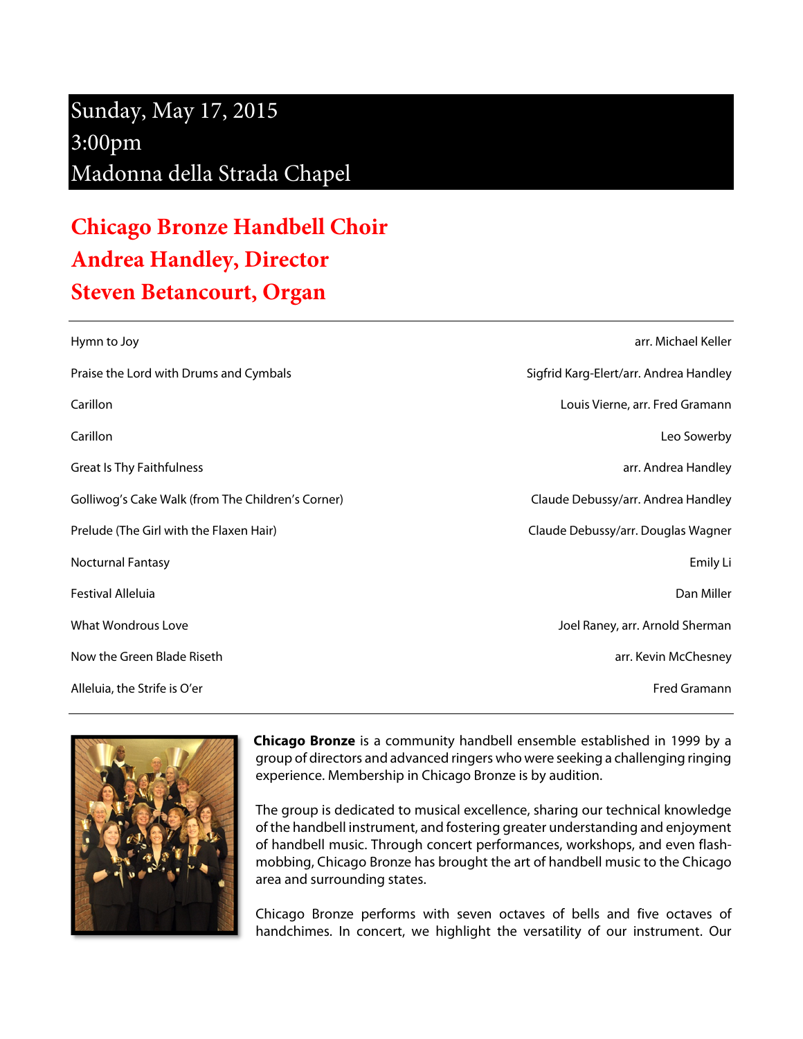Sunday, May 17, 2015
3:00pm
Madonna della Strada Chapel

# Chicago Bronze Handbell Choir
# Andrea Handley, Director
# Steven Betancourt, Organ

| | |
|---|---|
| Hymn to Joy | arr. Michael Keller |
| Praise the Lord with Drums and Cymbals | Sigfrid Karg-Elert/arr. Andrea Handley |
| Carillon | Louis Vierne, arr. Fred Gramann |
| Carillon | Leo Sowerby |
| Great Is Thy Faithfulness | arr. Andrea Handley |
| Golliwog's Cake Walk (from The Children's Corner) | Claude Debussy/arr. Andrea Handley |
| Prelude (The Girl with the Flaxen Hair) | Claude Debussy/arr. Douglas Wagner |
| Nocturnal Fantasy | Emily Li |
| Festival Alleluia | Dan Miller |
| What Wondrous Love | Joel Raney, arr. Arnold Sherman |
| Now the Green Blade Riseth | arr. Kevin McChesney |
| Alleluia, the Strife is O'er | Fred Gramann |

**Chicago Bronze** is a community handbell ensemble established in 1999 by a group of directors and advanced ringers who were seeking a challenging ringing experience. Membership in Chicago Bronze is by audition.

The group is dedicated to musical excellence, sharing our technical knowledge of the handbell instrument, and fostering greater understanding and enjoyment of handbell music. Through concert performances, workshops, and even flash-mobbing, Chicago Bronze has brought the art of handbell music to the Chicago area and surrounding states.

Chicago Bronze performs with seven octaves of bells and five octaves of handchimes. In concert, we highlight the versatility of our instrument. Our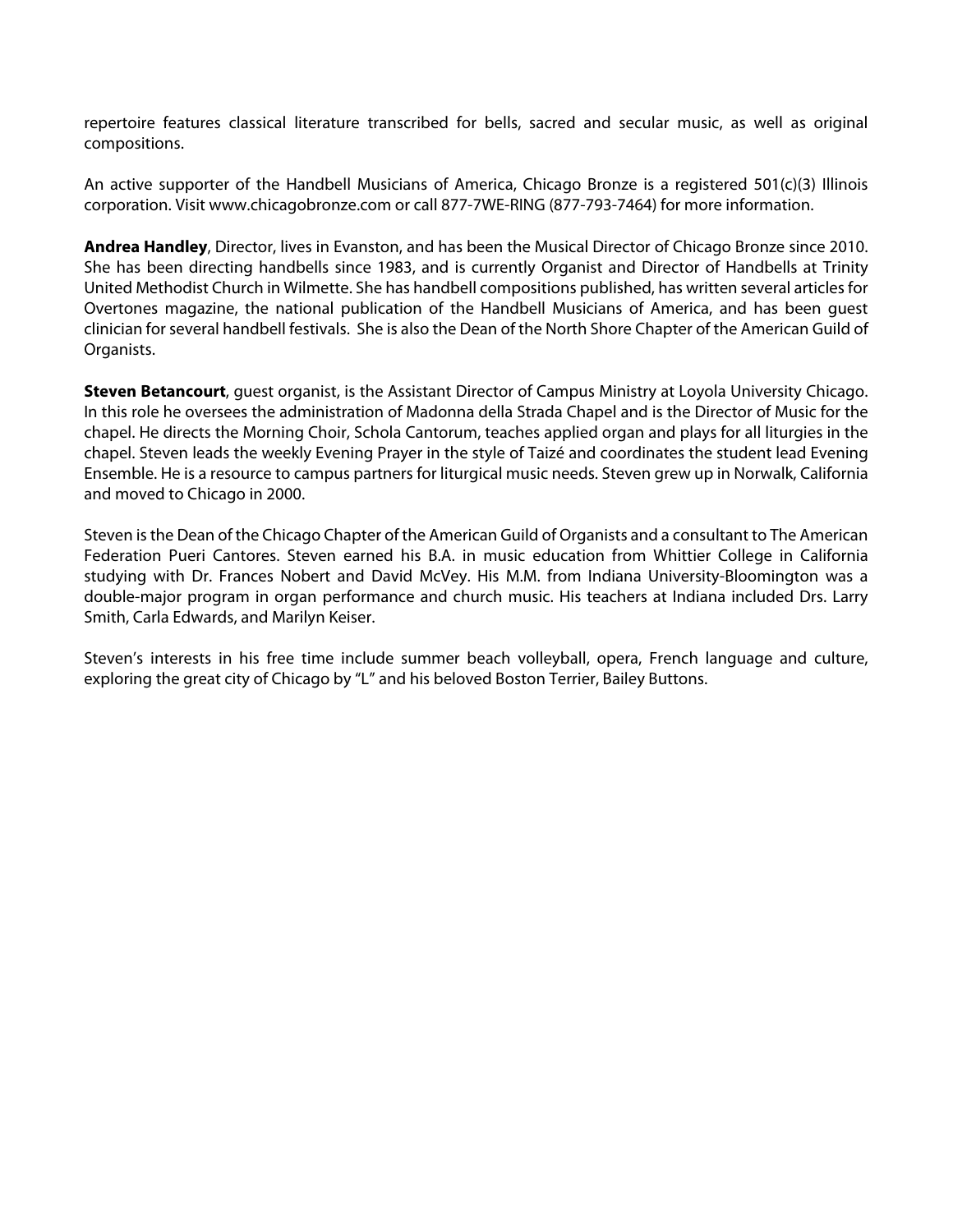repertoire features classical literature transcribed for bells, sacred and secular music, as well as original compositions.

An active supporter of the Handbell Musicians of America, Chicago Bronze is a registered 501(c)(3) Illinois corporation. Visit www.chicagobronze.com or call 877-7WE-RING (877-793-7464) for more information.

**Andrea Handley**, Director, lives in Evanston, and has been the Musical Director of Chicago Bronze since 2010. She has been directing handbells since 1983, and is currently Organist and Director of Handbells at Trinity United Methodist Church in Wilmette. She has handbell compositions published, has written several articles for Overtones magazine, the national publication of the Handbell Musicians of America, and has been guest clinician for several handbell festivals. She is also the Dean of the North Shore Chapter of the American Guild of Organists.

**Steven Betancourt**, guest organist, is the Assistant Director of Campus Ministry at Loyola University Chicago. In this role he oversees the administration of Madonna della Strada Chapel and is the Director of Music for the chapel. He directs the Morning Choir, Schola Cantorum, teaches applied organ and plays for all liturgies in the chapel. Steven leads the weekly Evening Prayer in the style of Taizé and coordinates the student lead Evening Ensemble. He is a resource to campus partners for liturgical music needs. Steven grew up in Norwalk, California and moved to Chicago in 2000.

Steven is the Dean of the Chicago Chapter of the American Guild of Organists and a consultant to The American Federation Pueri Cantores. Steven earned his B.A. in music education from Whittier College in California studying with Dr. Frances Nobert and David McVey. His M.M. from Indiana University-Bloomington was a double-major program in organ performance and church music. His teachers at Indiana included Drs. Larry Smith, Carla Edwards, and Marilyn Keiser.

Steven's interests in his free time include summer beach volleyball, opera, French language and culture, exploring the great city of Chicago by "L" and his beloved Boston Terrier, Bailey Buttons.